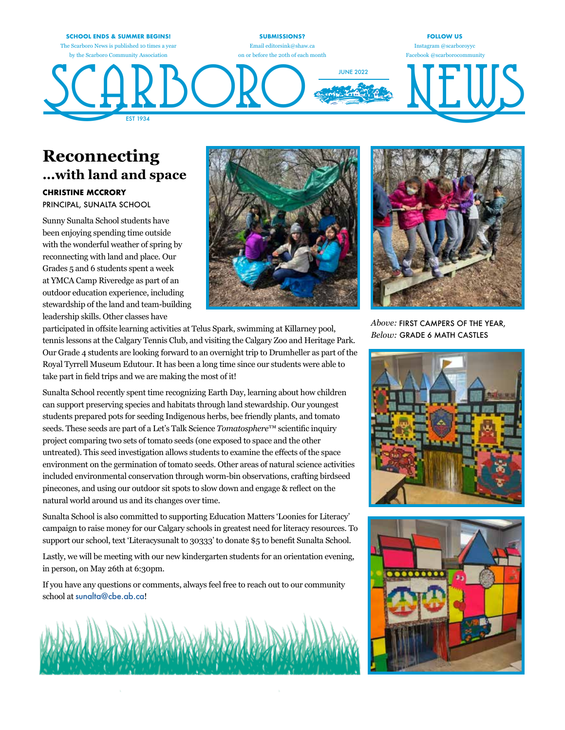**SCHOOL ENDS & SUMMER BEGINS!**
The Scarboro News is published 10 times a year by the Scarboro Community Association

**SUBMISSIONS?**
Email editorsink@shaw.ca on or before the 20th of each month

**FOLLOW US**
Instagram @scarboroyyc
Facebook @scarborocommunity

# SCARBORO NEWS

JUNE 2022

EST 1934

# Reconnecting
## ...with land and space

**CHRISTINE MCCRORY**
PRINCIPAL, SUNALTA SCHOOL

Sunny Sunalta School students have been enjoying spending time outside with the wonderful weather of spring by reconnecting with land and place. Our Grades 5 and 6 students spent a week at YMCA Camp Riveredge as part of an outdoor education experience, including stewardship of the land and team-building leadership skills. Other classes have participated in offsite learning activities at Telus Spark, swimming at Killarney pool, tennis lessons at the Calgary Tennis Club, and visiting the Calgary Zoo and Heritage Park. Our Grade 4 students are looking forward to an overnight trip to Drumheller as part of the Royal Tyrrell Museum Edutour. It has been a long time since our students were able to take part in field trips and we are making the most of it!

Sunalta School recently spent time recognizing Earth Day, learning about how children can support preserving species and habitats through land stewardship. Our youngest students prepared pots for seeding Indigenous herbs, bee friendly plants, and tomato seeds. These seeds are part of a Let's Talk Science *Tomatosphere*™ scientific inquiry project comparing two sets of tomato seeds (one exposed to space and the other untreated). This seed investigation allows students to examine the effects of the space environment on the germination of tomato seeds. Other areas of natural science activities included environmental conservation through worm-bin observations, crafting birdseed pinecones, and using our outdoor sit spots to slow down and engage & reflect on the natural world around us and its changes over time.

Sunalta School is also committed to supporting Education Matters 'Loonies for Literacy' campaign to raise money for our Calgary schools in greatest need for literacy resources. To support our school, text 'Literacysunalt to 30333' to donate $5 to benefit Sunalta School.

Lastly, we will be meeting with our new kindergarten students for an orientation evening, in person, on May 26th at 6:30pm.

If you have any questions or comments, always feel free to reach out to our community school at sunalta@cbe.ab.ca!

*Above:* FIRST CAMPERS OF THE YEAR,
*Below:* GRADE 6 MATH CASTLES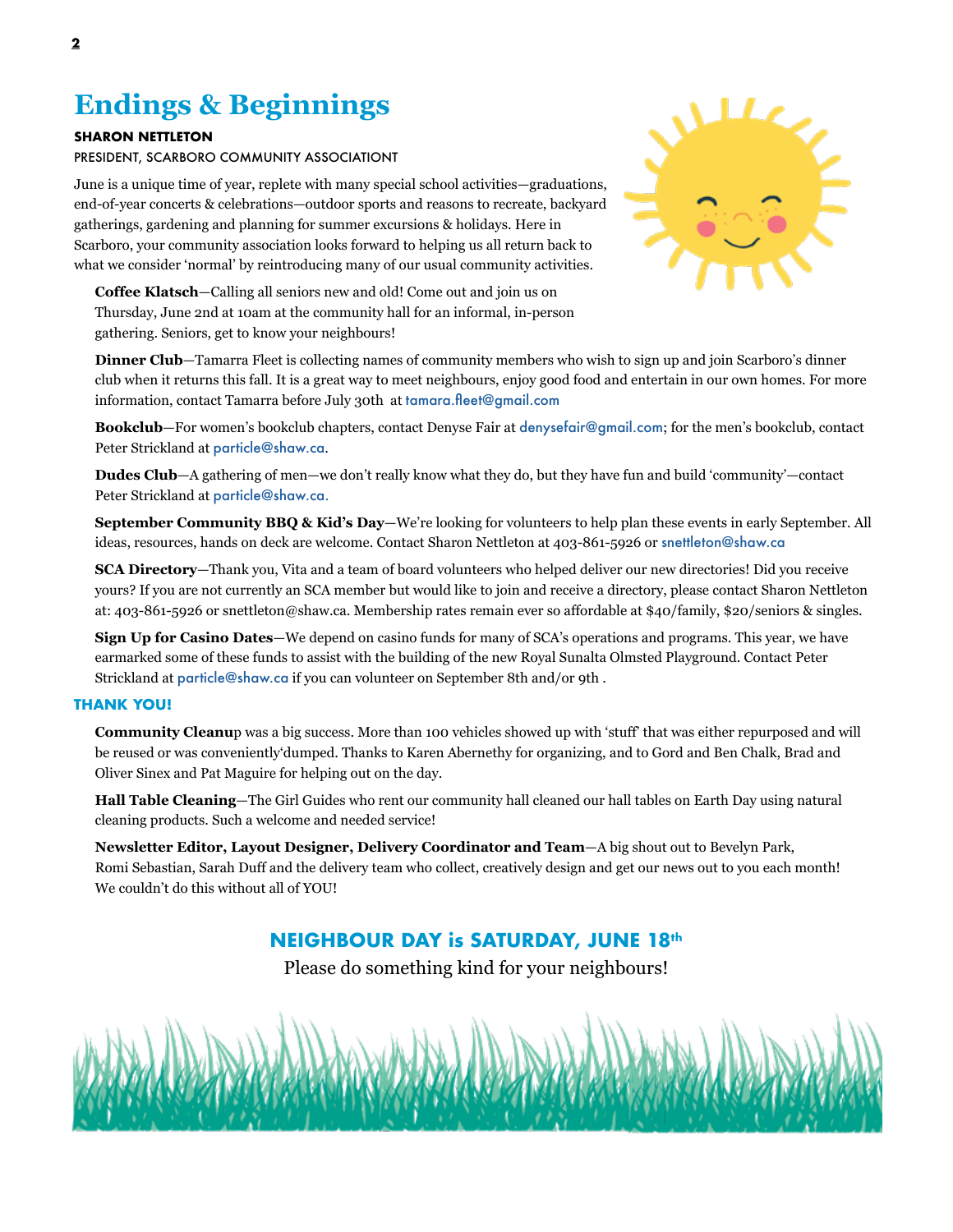# Endings & Beginnings

**SHARON NETTLETON**

PRESIDENT, SCARBORO COMMUNITY ASSOCIATIONT

June is a unique time of year, replete with many special school activities—graduations, end-of-year concerts & celebrations—outdoor sports and reasons to recreate, backyard gatherings, gardening and planning for summer excursions & holidays. Here in Scarboro, your community association looks forward to helping us all return back to what we consider 'normal' by reintroducing many of our usual community activities.

**Coffee Klatsch**—Calling all seniors new and old! Come out and join us on Thursday, June 2nd at 10am at the community hall for an informal, in-person gathering. Seniors, get to know your neighbours!

**Dinner Club**—Tamarra Fleet is collecting names of community members who wish to sign up and join Scarboro's dinner club when it returns this fall. It is a great way to meet neighbours, enjoy good food and entertain in our own homes. For more information, contact Tamarra before July 30th at tamara.fleet@gmail.com

**Bookclub**—For women's bookclub chapters, contact Denyse Fair at denysefair@gmail.com; for the men's bookclub, contact Peter Strickland at particle@shaw.ca.

**Dudes Club**—A gathering of men—we don't really know what they do, but they have fun and build 'community'—contact Peter Strickland at particle@shaw.ca.

**September Community BBQ & Kid's Day**—We're looking for volunteers to help plan these events in early September. All ideas, resources, hands on deck are welcome. Contact Sharon Nettleton at 403-861-5926 or snettleton@shaw.ca

**SCA Directory**—Thank you, Vita and a team of board volunteers who helped deliver our new directories! Did you receive yours? If you are not currently an SCA member but would like to join and receive a directory, please contact Sharon Nettleton at: 403-861-5926 or snettleton@shaw.ca. Membership rates remain ever so affordable at $40/family, $20/seniors & singles.

**Sign Up for Casino Dates**—We depend on casino funds for many of SCA's operations and programs. This year, we have earmarked some of these funds to assist with the building of the new Royal Sunalta Olmsted Playground. Contact Peter Strickland at particle@shaw.ca if you can volunteer on September 8th and/or 9th .

## THANK YOU!

**Community Cleanu**p was a big success. More than 100 vehicles showed up with 'stuff' that was either repurposed and will be reused or was conveniently'dumped. Thanks to Karen Abernethy for organizing, and to Gord and Ben Chalk, Brad and Oliver Sinex and Pat Maguire for helping out on the day.

**Hall Table Cleaning**—The Girl Guides who rent our community hall cleaned our hall tables on Earth Day using natural cleaning products. Such a welcome and needed service!

**Newsletter Editor, Layout Designer, Delivery Coordinator and Team**—A big shout out to Bevelyn Park, Romi Sebastian, Sarah Duff and the delivery team who collect, creatively design and get our news out to you each month! We couldn't do this without all of YOU!

## NEIGHBOUR DAY is SATURDAY, JUNE 18th

Please do something kind for your neighbours!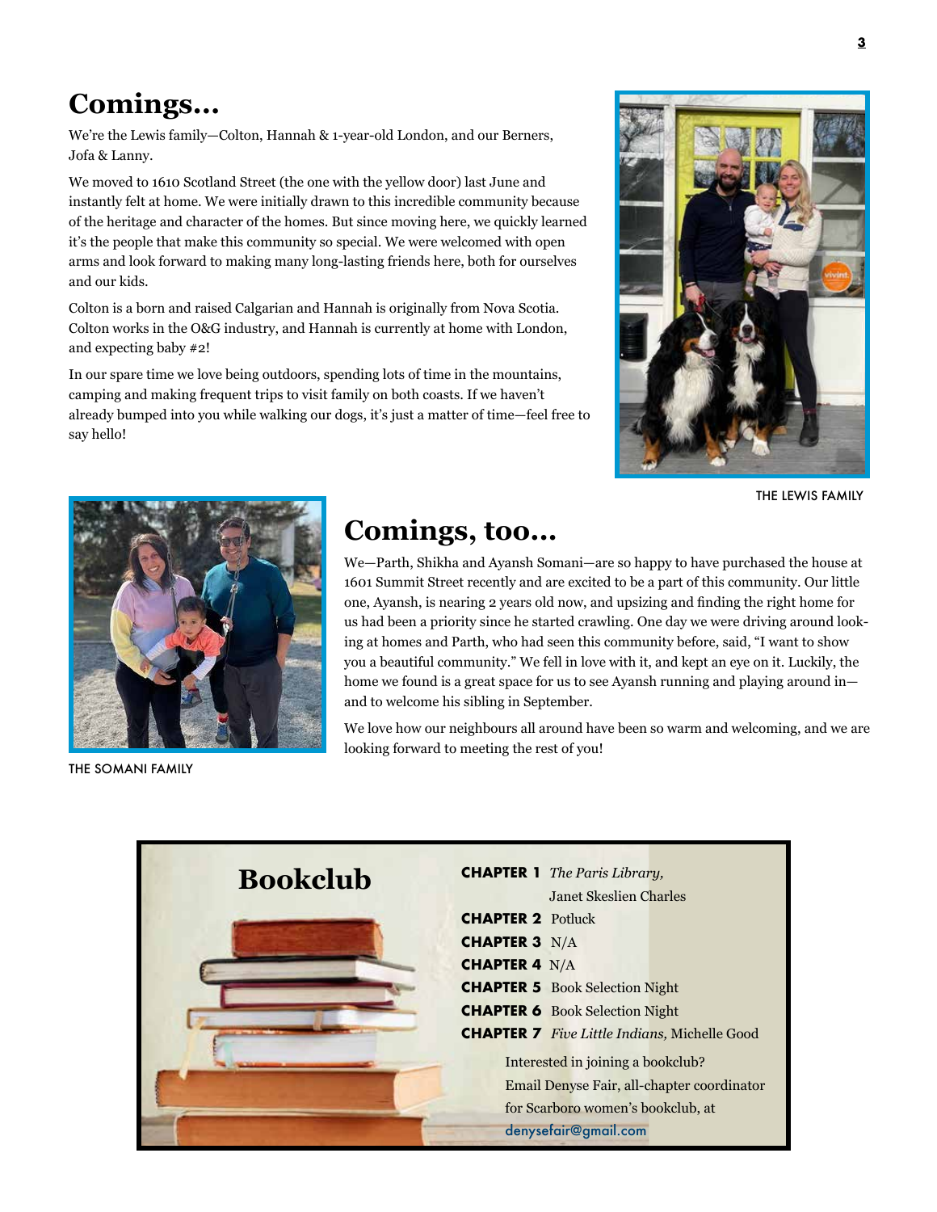## Comings...

We're the Lewis family—Colton, Hannah & 1-year-old London, and our Berners, Jofa & Lanny.

We moved to 1610 Scotland Street (the one with the yellow door) last June and instantly felt at home. We were initially drawn to this incredible community because of the heritage and character of the homes. But since moving here, we quickly learned it's the people that make this community so special. We were welcomed with open arms and look forward to making many long-lasting friends here, both for ourselves and our kids.

Colton is a born and raised Calgarian and Hannah is originally from Nova Scotia. Colton works in the O&G industry, and Hannah is currently at home with London, and expecting baby #2!

In our spare time we love being outdoors, spending lots of time in the mountains, camping and making frequent trips to visit family on both coasts. If we haven't already bumped into you while walking our dogs, it's just a matter of time—feel free to say hello!

THE LEWIS FAMILY

## Comings, too...

We—Parth, Shikha and Ayansh Somani—are so happy to have purchased the house at 1601 Summit Street recently and are excited to be a part of this community. Our little one, Ayansh, is nearing 2 years old now, and upsizing and finding the right home for us had been a priority since he started crawling. One day we were driving around looking at homes and Parth, who had seen this community before, said, "I want to show you a beautiful community." We fell in love with it, and kept an eye on it. Luckily, the home we found is a great space for us to see Ayansh running and playing around in—and to welcome his sibling in September.

We love how our neighbours all around have been so warm and welcoming, and we are looking forward to meeting the rest of you!

THE SOMANI FAMILY

## Bookclub

**CHAPTER 1** *The Paris Library,* Janet Skeslien Charles
**CHAPTER 2** Potluck
**CHAPTER 3** N/A
**CHAPTER 4** N/A
**CHAPTER 5** Book Selection Night
**CHAPTER 6** Book Selection Night
**CHAPTER 7** *Five Little Indians,* Michelle Good

Interested in joining a bookclub? Email Denyse Fair, all-chapter coordinator for Scarboro women's bookclub, at denysefair@gmail.com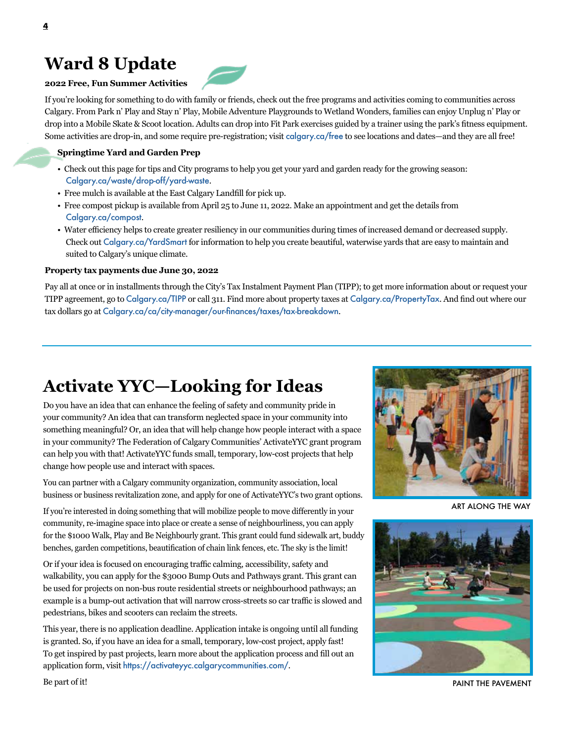# Ward 8 Update

**2022 Free, Fun Summer Activities**

If you're looking for something to do with family or friends, check out the free programs and activities coming to communities across Calgary. From Park n' Play and Stay n' Play, Mobile Adventure Playgrounds to Wetland Wonders, families can enjoy Unplug n' Play or drop into a Mobile Skate & Scoot location. Adults can drop into Fit Park exercises guided by a trainer using the park's fitness equipment. Some activities are drop-in, and some require pre-registration; visit calgary.ca/free to see locations and dates—and they are all free!

**Springtime Yard and Garden Prep**

- Check out this page for tips and City programs to help you get your yard and garden ready for the growing season: Calgary.ca/waste/drop-off/yard-waste.
- Free mulch is available at the East Calgary Landfill for pick up.
- Free compost pickup is available from April 25 to June 11, 2022. Make an appointment and get the details from Calgary.ca/compost.
- Water efficiency helps to create greater resiliency in our communities during times of increased demand or decreased supply. Check out Calgary.ca/YardSmart for information to help you create beautiful, waterwise yards that are easy to maintain and suited to Calgary's unique climate.

**Property tax payments due June 30, 2022**

Pay all at once or in installments through the City's Tax Instalment Payment Plan (TIPP); to get more information about or request your TIPP agreement, go to Calgary.ca/TIPP or call 311. Find more about property taxes at Calgary.ca/PropertyTax. And find out where our tax dollars go at Calgary.ca/ca/city-manager/our-finances/taxes/tax-breakdown.

---

# Activate YYC—Looking for Ideas

Do you have an idea that can enhance the feeling of safety and community pride in your community? An idea that can transform neglected space in your community into something meaningful? Or, an idea that will help change how people interact with a space in your community? The Federation of Calgary Communities' ActivateYYC grant program can help you with that! ActivateYYC funds small, temporary, low-cost projects that help change how people use and interact with spaces.

You can partner with a Calgary community organization, community association, local business or business revitalization zone, and apply for one of ActivateYYC's two grant options.

If you're interested in doing something that will mobilize people to move differently in your community, re-imagine space into place or create a sense of neighbourliness, you can apply for the $1000 Walk, Play and Be Neighbourly grant. This grant could fund sidewalk art, buddy benches, garden competitions, beautification of chain link fences, etc. The sky is the limit!

Or if your idea is focused on encouraging traffic calming, accessibility, safety and walkability, you can apply for the $3000 Bump Outs and Pathways grant. This grant can be used for projects on non-bus route residential streets or neighbourhood pathways; an example is a bump-out activation that will narrow cross-streets so car traffic is slowed and pedestrians, bikes and scooters can reclaim the streets.

This year, there is no application deadline. Application intake is ongoing until all funding is granted. So, if you have an idea for a small, temporary, low-cost project, apply fast! To get inspired by past projects, learn more about the application process and fill out an application form, visit https://activateyyc.calgarycommunities.com/.

Be part of it!

ART ALONG THE WAY

PAINT THE PAVEMENT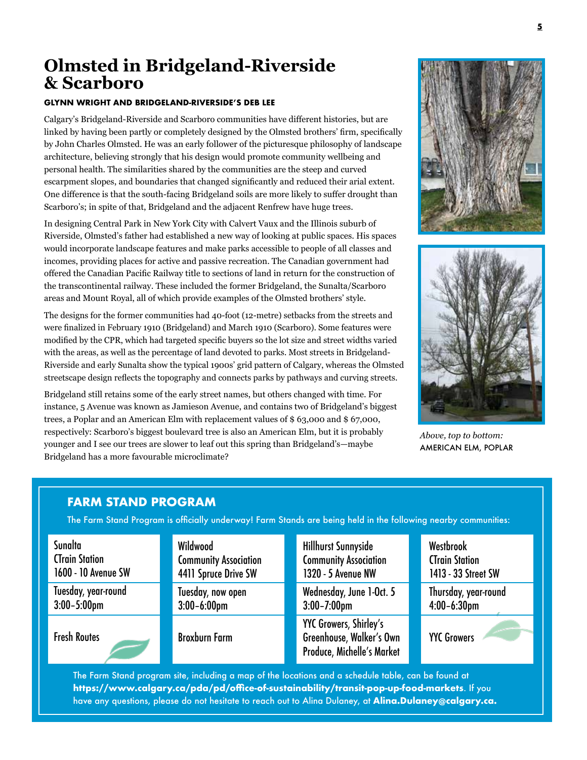# Olmsted in Bridgeland-Riverside & Scarboro

**GLYNN WRIGHT AND BRIDGELAND-RIVERSIDE'S DEB LEE**

Calgary's Bridgeland-Riverside and Scarboro communities have different histories, but are linked by having been partly or completely designed by the Olmsted brothers' firm, specifically by John Charles Olmsted. He was an early follower of the picturesque philosophy of landscape architecture, believing strongly that his design would promote community wellbeing and personal health. The similarities shared by the communities are the steep and curved escarpment slopes, and boundaries that changed significantly and reduced their arial extent. One difference is that the south-facing Bridgeland soils are more likely to suffer drought than Scarboro's; in spite of that, Bridgeland and the adjacent Renfrew have huge trees.

In designing Central Park in New York City with Calvert Vaux and the Illinois suburb of Riverside, Olmsted's father had established a new way of looking at public spaces. His spaces would incorporate landscape features and make parks accessible to people of all classes and incomes, providing places for active and passive recreation. The Canadian government had offered the Canadian Pacific Railway title to sections of land in return for the construction of the transcontinental railway. These included the former Bridgeland, the Sunalta/Scarboro areas and Mount Royal, all of which provide examples of the Olmsted brothers' style.

The designs for the former communities had 40-foot (12-metre) setbacks from the streets and were finalized in February 1910 (Bridgeland) and March 1910 (Scarboro). Some features were modified by the CPR, which had targeted specific buyers so the lot size and street widths varied with the areas, as well as the percentage of land devoted to parks. Most streets in Bridgeland-Riverside and early Sunalta show the typical 1900s' grid pattern of Calgary, whereas the Olmsted streetscape design reflects the topography and connects parks by pathways and curving streets.

Bridgeland still retains some of the early street names, but others changed with time. For instance, 5 Avenue was known as Jamieson Avenue, and contains two of Bridgeland's biggest trees, a Poplar and an American Elm with replacement values of $ 63,000 and $ 67,000, respectively: Scarboro's biggest boulevard tree is also an American Elm, but it is probably younger and I see our trees are slower to leaf out this spring than Bridgeland's—maybe Bridgeland has a more favourable microclimate?

*Above, top to bottom:*
AMERICAN ELM, POPLAR

## FARM STAND PROGRAM

The Farm Stand Program is officially underway! Farm Stands are being held in the following nearby communities:

| Sunalta CTrain Station 1600 - 10 Avenue SW | Wildwood Community Association 4411 Spruce Drive SW | Hillhurst Sunnyside Community Association 1320 - 5 Avenue NW | Westbrook CTrain Station 1413 - 33 Street SW |
|---|---|---|---|
| Tuesday, year-round 3:00–5:00pm | Tuesday, now open 3:00–6:00pm | Wednesday, June 1-Oct. 5 3:00–7:00pm | Thursday, year-round 4:00–6:30pm |
| Fresh Routes | Broxburn Farm | YYC Growers, Shirley's Greenhouse, Walker's Own Produce, Michelle's Market | YYC Growers |

The Farm Stand program site, including a map of the locations and a schedule table, can be found at **https://www.calgary.ca/pda/pd/office-of-sustainability/transit-pop-up-food-markets**. If you have any questions, please do not hesitate to reach out to Alina Dulaney, at **Alina.Dulaney@calgary.ca.**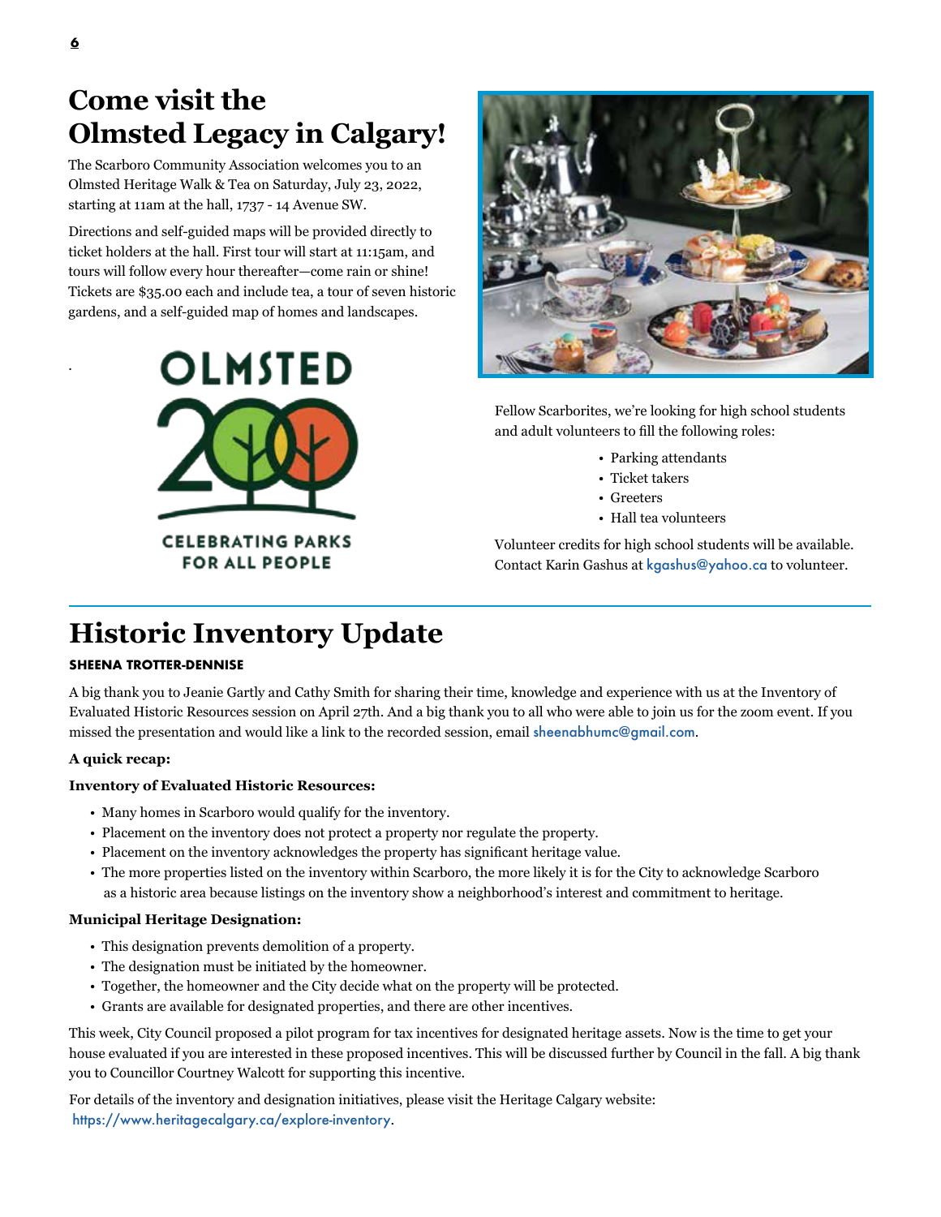# Come visit the Olmsted Legacy in Calgary!

The Scarboro Community Association welcomes you to an Olmsted Heritage Walk & Tea on Saturday, July 23, 2022, starting at 11am at the hall, 1737 - 14 Avenue SW.

Directions and self-guided maps will be provided directly to ticket holders at the hall. First tour will start at 11:15am, and tours will follow every hour thereafter—come rain or shine! Tickets are $35.00 each and include tea, a tour of seven historic gardens, and a self-guided map of homes and landscapes.

OLMSTED 200

CELEBRATING PARKS FOR ALL PEOPLE

Fellow Scarborites, we're looking for high school students and adult volunteers to fill the following roles:

- Parking attendants
- Ticket takers
- Greeters
- Hall tea volunteers

Volunteer credits for high school students will be available. Contact Karin Gashus at kgashus@yahoo.ca to volunteer.

# Historic Inventory Update

**SHEENA TROTTER-DENNISE**

A big thank you to Jeanie Gartly and Cathy Smith for sharing their time, knowledge and experience with us at the Inventory of Evaluated Historic Resources session on April 27th. And a big thank you to all who were able to join us for the zoom event. If you missed the presentation and would like a link to the recorded session, email sheenabhumc@gmail.com.

**A quick recap:**

**Inventory of Evaluated Historic Resources:**

- Many homes in Scarboro would qualify for the inventory.
- Placement on the inventory does not protect a property nor regulate the property.
- Placement on the inventory acknowledges the property has significant heritage value.
- The more properties listed on the inventory within Scarboro, the more likely it is for the City to acknowledge Scarboro as a historic area because listings on the inventory show a neighborhood's interest and commitment to heritage.

**Municipal Heritage Designation:**

- This designation prevents demolition of a property.
- The designation must be initiated by the homeowner.
- Together, the homeowner and the City decide what on the property will be protected.
- Grants are available for designated properties, and there are other incentives.

This week, City Council proposed a pilot program for tax incentives for designated heritage assets. Now is the time to get your house evaluated if you are interested in these proposed incentives. This will be discussed further by Council in the fall. A big thank you to Councillor Courtney Walcott for supporting this incentive.

For details of the inventory and designation initiatives, please visit the Heritage Calgary website: https://www.heritagecalgary.ca/explore-inventory.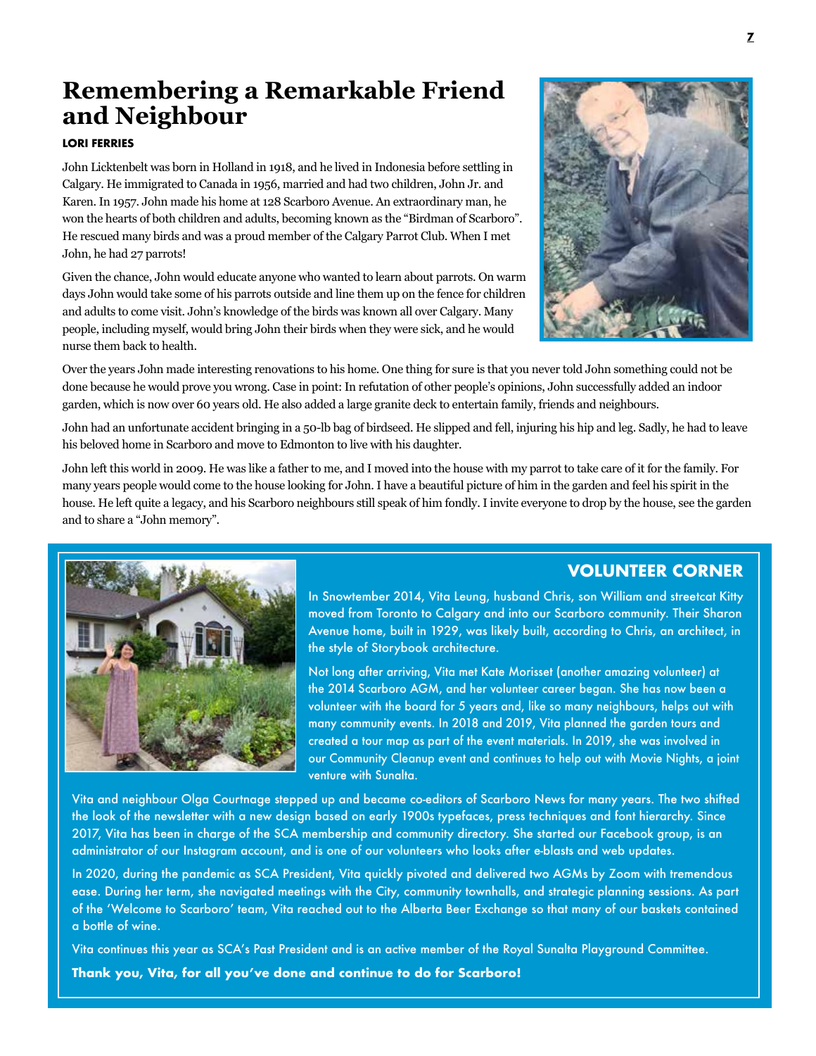# Remembering a Remarkable Friend and Neighbour

**LORI FERRIES**

John Licktenbelt was born in Holland in 1918, and he lived in Indonesia before settling in Calgary. He immigrated to Canada in 1956, married and had two children, John Jr. and Karen. In 1957. John made his home at 128 Scarboro Avenue. An extraordinary man, he won the hearts of both children and adults, becoming known as the "Birdman of Scarboro". He rescued many birds and was a proud member of the Calgary Parrot Club. When I met John, he had 27 parrots!

Given the chance, John would educate anyone who wanted to learn about parrots. On warm days John would take some of his parrots outside and line them up on the fence for children and adults to come visit. John's knowledge of the birds was known all over Calgary. Many people, including myself, would bring John their birds when they were sick, and he would nurse them back to health.

Over the years John made interesting renovations to his home. One thing for sure is that you never told John something could not be done because he would prove you wrong. Case in point: In refutation of other people's opinions, John successfully added an indoor garden, which is now over 60 years old. He also added a large granite deck to entertain family, friends and neighbours.

John had an unfortunate accident bringing in a 50-lb bag of birdseed. He slipped and fell, injuring his hip and leg. Sadly, he had to leave his beloved home in Scarboro and move to Edmonton to live with his daughter.

John left this world in 2009. He was like a father to me, and I moved into the house with my parrot to take care of it for the family. For many years people would come to the house looking for John. I have a beautiful picture of him in the garden and feel his spirit in the house. He left quite a legacy, and his Scarboro neighbours still speak of him fondly. I invite everyone to drop by the house, see the garden and to share a "John memory".

## VOLUNTEER CORNER

In Snowtember 2014, Vita Leung, husband Chris, son William and streetcat Kitty moved from Toronto to Calgary and into our Scarboro community. Their Sharon Avenue home, built in 1929, was likely built, according to Chris, an architect, in the style of Storybook architecture.

Not long after arriving, Vita met Kate Morisset (another amazing volunteer) at the 2014 Scarboro AGM, and her volunteer career began. She has now been a volunteer with the board for 5 years and, like so many neighbours, helps out with many community events. In 2018 and 2019, Vita planned the garden tours and created a tour map as part of the event materials. In 2019, she was involved in our Community Cleanup event and continues to help out with Movie Nights, a joint venture with Sunalta.

Vita and neighbour Olga Courtnage stepped up and became co-editors of Scarboro News for many years. The two shifted the look of the newsletter with a new design based on early 1900s typefaces, press techniques and font hierarchy. Since 2017, Vita has been in charge of the SCA membership and community directory. She started our Facebook group, is an administrator of our Instagram account, and is one of our volunteers who looks after e-blasts and web updates.

In 2020, during the pandemic as SCA President, Vita quickly pivoted and delivered two AGMs by Zoom with tremendous ease. During her term, she navigated meetings with the City, community townhalls, and strategic planning sessions. As part of the 'Welcome to Scarboro' team, Vita reached out to the Alberta Beer Exchange so that many of our baskets contained a bottle of wine.

Vita continues this year as SCA's Past President and is an active member of the Royal Sunalta Playground Committee.

**Thank you, Vita, for all you've done and continue to do for Scarboro!**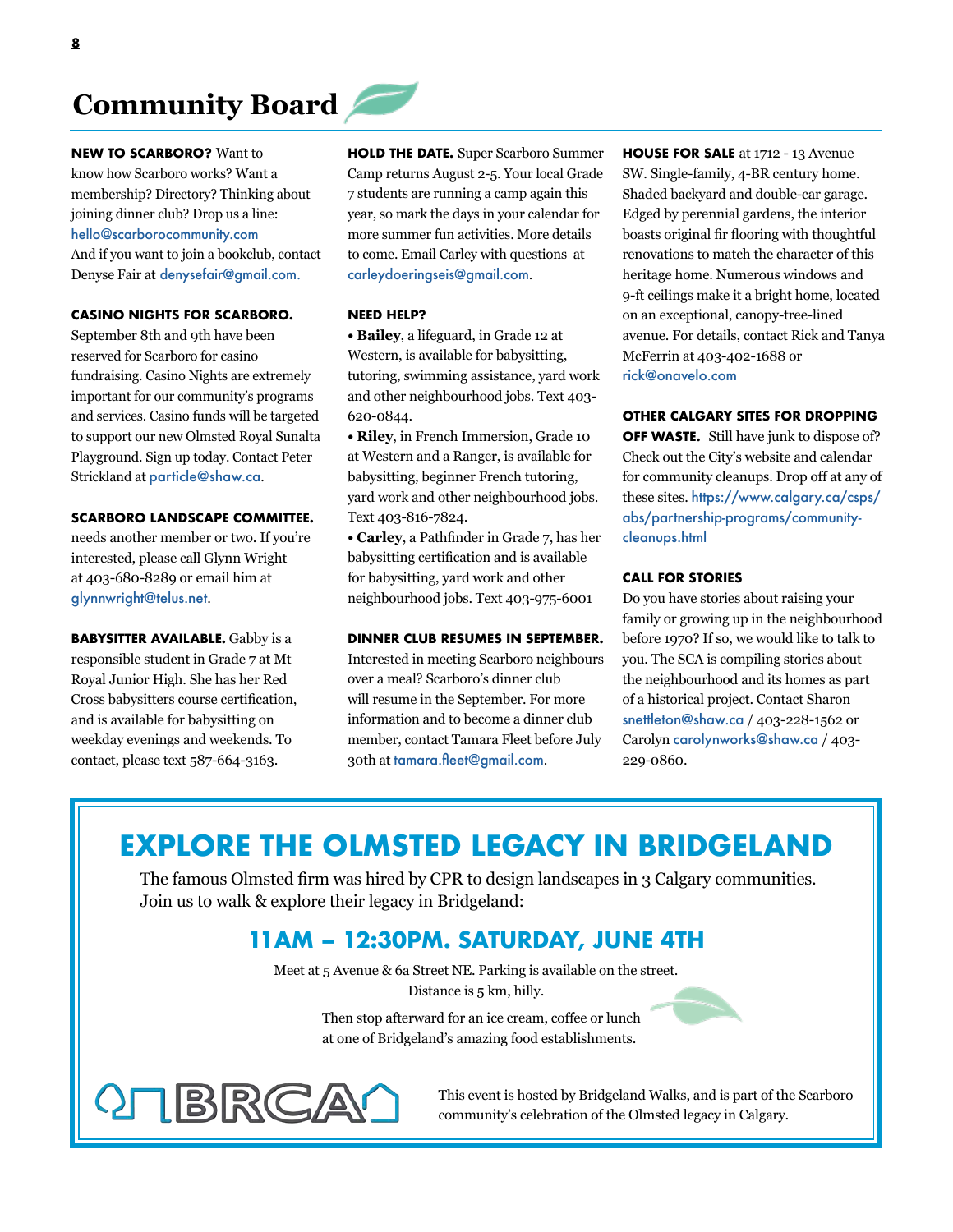# Community Board

**NEW TO SCARBORO?** Want to know how Scarboro works? Want a membership? Directory? Thinking about joining dinner club? Drop us a line: hello@scarborocommunity.com
And if you want to join a bookclub, contact Denyse Fair at denysefair@gmail.com.

**CASINO NIGHTS FOR SCARBORO.** September 8th and 9th have been reserved for Scarboro for casino fundraising. Casino Nights are extremely important for our community's programs and services. Casino funds will be targeted to support our new Olmsted Royal Sunalta Playground. Sign up today. Contact Peter Strickland at particle@shaw.ca.

**SCARBORO LANDSCAPE COMMITTEE.** needs another member or two. If you're interested, please call Glynn Wright at 403-680-8289 or email him at glynnwright@telus.net.

**BABYSITTER AVAILABLE.** Gabby is a responsible student in Grade 7 at Mt Royal Junior High. She has her Red Cross babysitters course certification, and is available for babysitting on weekday evenings and weekends. To contact, please text 587-664-3163.

**HOLD THE DATE.** Super Scarboro Summer Camp returns August 2-5. Your local Grade 7 students are running a camp again this year, so mark the days in your calendar for more summer fun activities. More details to come. Email Carley with questions at carleydoeringseis@gmail.com.

**NEED HELP?**

- **Bailey**, a lifeguard, in Grade 12 at Western, is available for babysitting, tutoring, swimming assistance, yard work and other neighbourhood jobs. Text 403-620-0844.
- **Riley**, in French Immersion, Grade 10 at Western and a Ranger, is available for babysitting, beginner French tutoring, yard work and other neighbourhood jobs. Text 403-816-7824.
- **Carley**, a Pathfinder in Grade 7, has her babysitting certification and is available for babysitting, yard work and other neighbourhood jobs. Text 403-975-6001

**DINNER CLUB RESUMES IN SEPTEMBER.** Interested in meeting Scarboro neighbours over a meal? Scarboro's dinner club will resume in the September. For more information and to become a dinner club member, contact Tamara Fleet before July 30th at tamara.fleet@gmail.com.

**HOUSE FOR SALE** at 1712 - 13 Avenue SW. Single-family, 4-BR century home. Shaded backyard and double-car garage. Edged by perennial gardens, the interior boasts original fir flooring with thoughtful renovations to match the character of this heritage home. Numerous windows and 9-ft ceilings make it a bright home, located on an exceptional, canopy-tree-lined avenue. For details, contact Rick and Tanya McFerrin at 403-402-1688 or rick@onavelo.com

**OTHER CALGARY SITES FOR DROPPING OFF WASTE.** Still have junk to dispose of? Check out the City's website and calendar for community cleanups. Drop off at any of these sites. https://www.calgary.ca/csps/abs/partnership-programs/community-cleanups.html

**CALL FOR STORIES**
Do you have stories about raising your family or growing up in the neighbourhood before 1970? If so, we would like to talk to you. The SCA is compiling stories about the neighbourhood and its homes as part of a historical project. Contact Sharon snettleton@shaw.ca / 403-228-1562 or Carolyn carolynworks@shaw.ca / 403-229-0860.

## EXPLORE THE OLMSTED LEGACY IN BRIDGELAND

The famous Olmsted firm was hired by CPR to design landscapes in 3 Calgary communities. Join us to walk & explore their legacy in Bridgeland:

### 11AM – 12:30PM. SATURDAY, JUNE 4TH

Meet at 5 Avenue & 6a Street NE. Parking is available on the street.
Distance is 5 km, hilly.

Then stop afterward for an ice cream, coffee or lunch at one of Bridgeland's amazing food establishments.

BRCA

This event is hosted by Bridgeland Walks, and is part of the Scarboro community's celebration of the Olmsted legacy in Calgary.